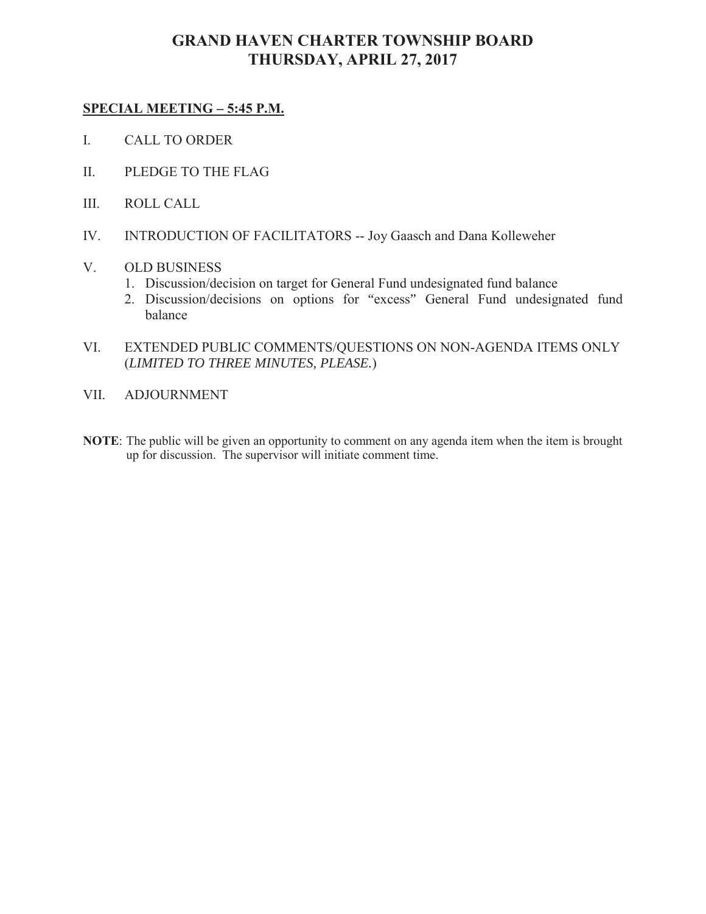# GRAND HAVEN CHARTER TOWNSHIP BOARD
# THURSDAY, APRIL 27, 2017

**SPECIAL MEETING – 5:45 P.M.**

I. CALL TO ORDER

II. PLEDGE TO THE FLAG

III. ROLL CALL

IV. INTRODUCTION OF FACILITATORS -- Joy Gaasch and Dana Kolleweher

V. OLD BUSINESS
   1. Discussion/decision on target for General Fund undesignated fund balance
   2. Discussion/decisions on options for "excess" General Fund undesignated fund balance

VI. EXTENDED PUBLIC COMMENTS/QUESTIONS ON NON-AGENDA ITEMS ONLY (*LIMITED TO THREE MINUTES, PLEASE.*)

VII. ADJOURNMENT

**NOTE**: The public will be given an opportunity to comment on any agenda item when the item is brought up for discussion. The supervisor will initiate comment time.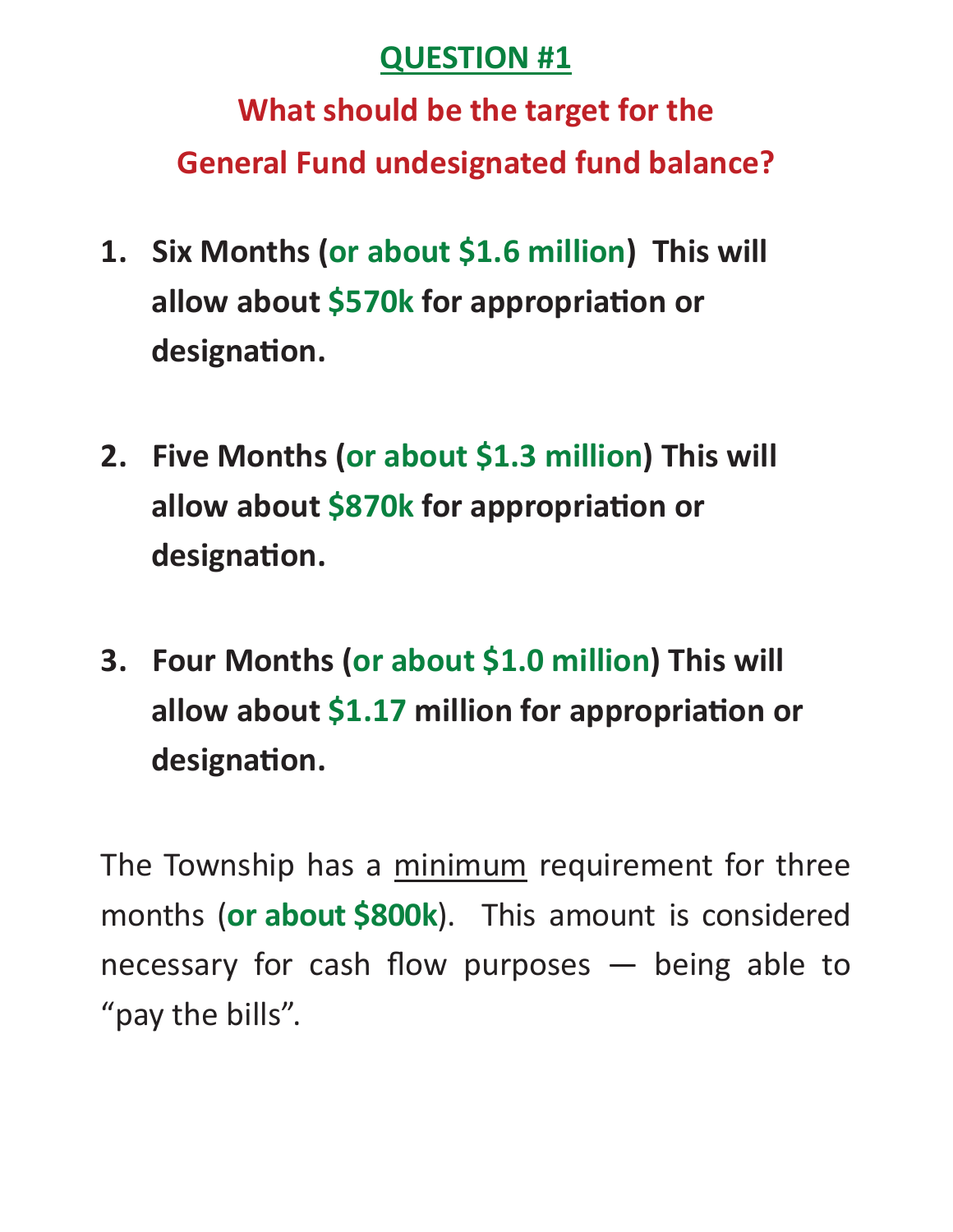## QUESTION #1

## What should be the target for the General Fund undesignated fund balance?

1. **Six Months (or about $1.6 million) This will allow about $570k for appropriation or designation.**

2. **Five Months (or about $1.3 million) This will allow about $870k for appropriation or designation.**

3. **Four Months (or about $1.0 million) This will allow about $1.17 million for appropriation or designation.**

The Township has a minimum requirement for three months (**or about $800k**). This amount is considered necessary for cash flow purposes — being able to "pay the bills".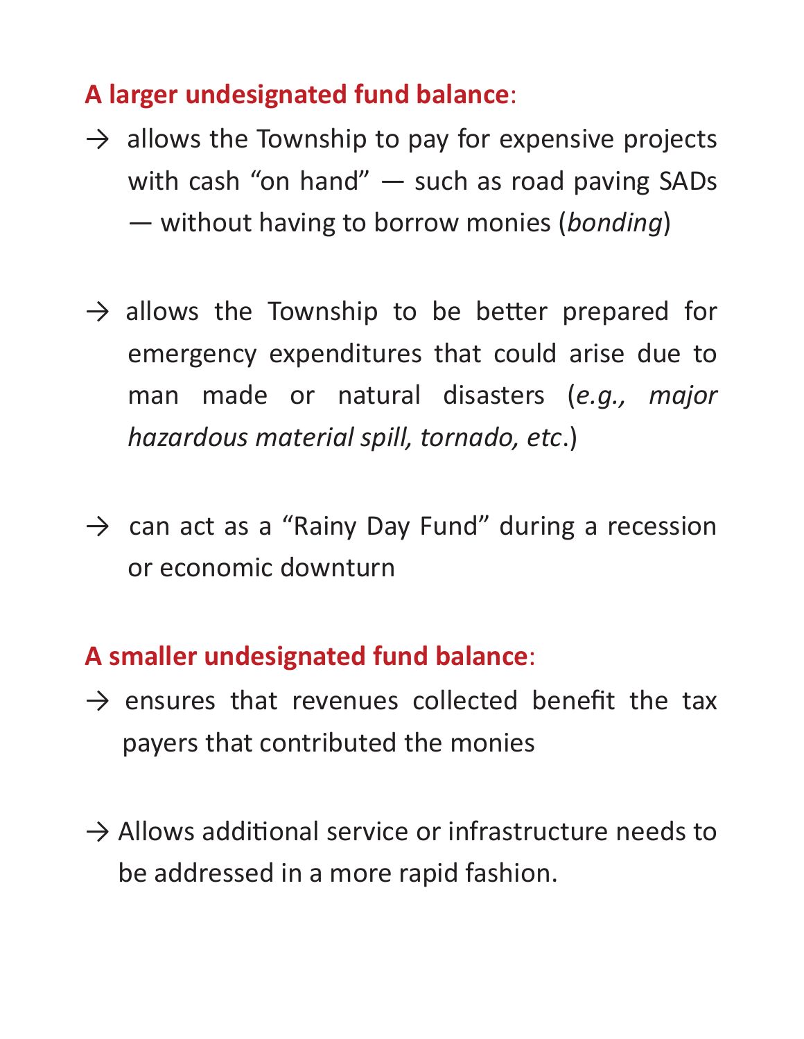**A larger undesignated fund balance**:

→ allows the Township to pay for expensive projects with cash “on hand” — such as road paving SADs — without having to borrow monies (*bonding*)

→ allows the Township to be better prepared for emergency expenditures that could arise due to man made or natural disasters (*e.g., major hazardous material spill, tornado, etc*.)

→ can act as a “Rainy Day Fund” during a recession or economic downturn

**A smaller undesignated fund balance**:

→ ensures that revenues collected benefit the tax payers that contributed the monies

→ Allows additional service or infrastructure needs to be addressed in a more rapid fashion.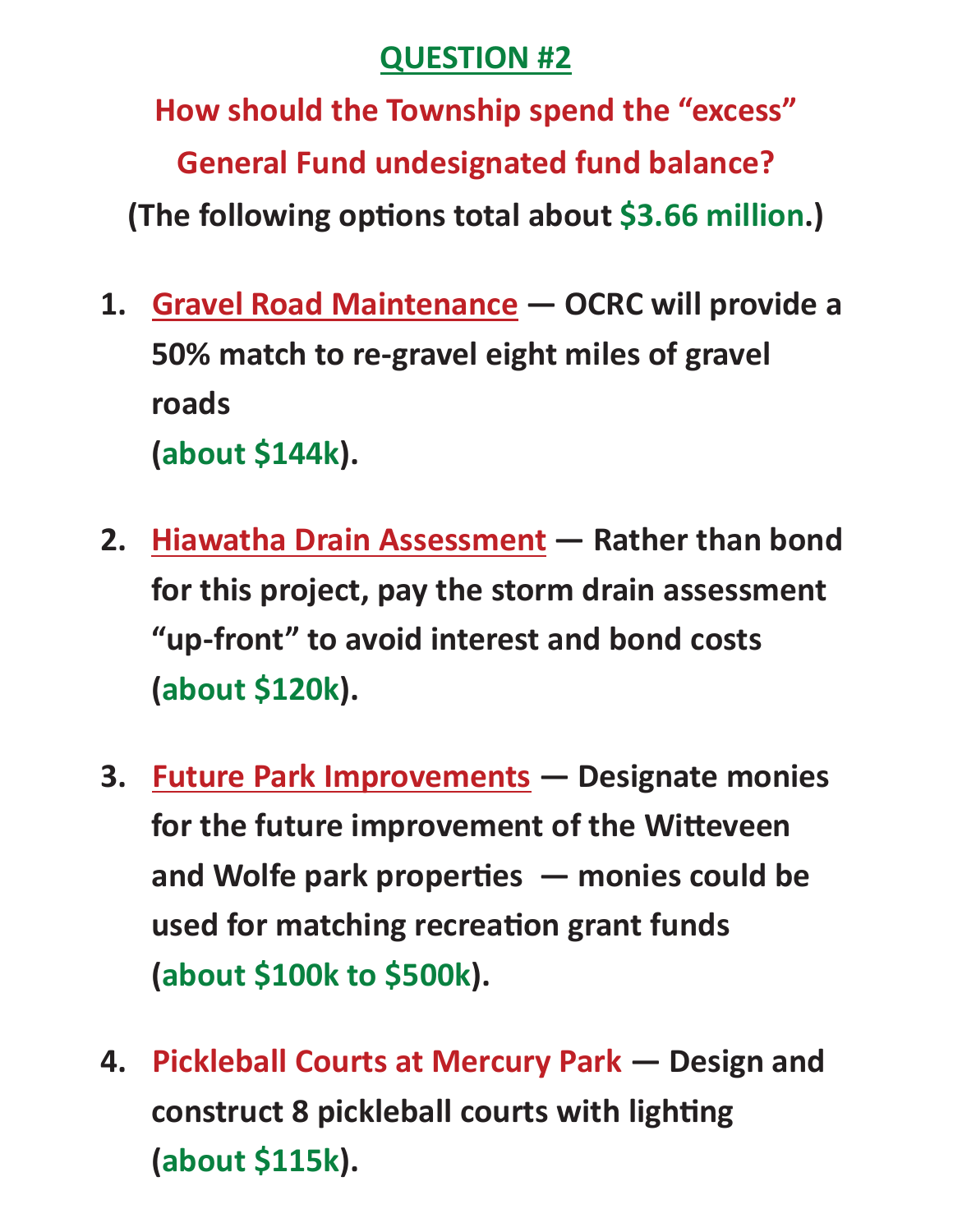## QUESTION #2

## How should the Township spend the "excess" General Fund undesignated fund balance?

**(The following options total about $3.66 million.)**

1. **Gravel Road Maintenance — OCRC will provide a 50% match to re-gravel eight miles of gravel roads (about $144k).**

2. **Hiawatha Drain Assessment — Rather than bond for this project, pay the storm drain assessment "up-front" to avoid interest and bond costs (about $120k).**

3. **Future Park Improvements — Designate monies for the future improvement of the Witteveen and Wolfe park properties — monies could be used for matching recreation grant funds (about $100k to $500k).**

4. **Pickleball Courts at Mercury Park — Design and construct 8 pickleball courts with lighting (about $115k).**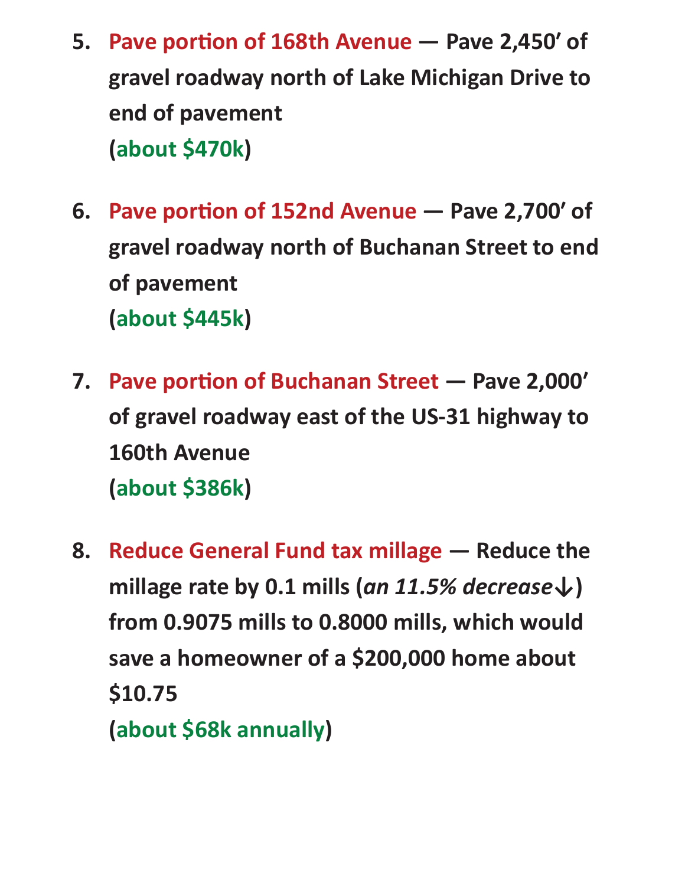5. **Pave portion of 168th Avenue — Pave 2,450’ of gravel roadway north of Lake Michigan Drive to end of pavement**
   **(about $470k)**

6. **Pave portion of 152nd Avenue — Pave 2,700’ of gravel roadway north of Buchanan Street to end of pavement**
   **(about $445k)**

7. **Pave portion of Buchanan Street — Pave 2,000’ of gravel roadway east of the US-31 highway to 160th Avenue**
   **(about $386k)**

8. **Reduce General Fund tax millage — Reduce the millage rate by 0.1 mills (*an 11.5% decrease↓*) from 0.9075 mills to 0.8000 mills, which would save a homeowner of a $200,000 home about $10.75**
   **(about $68k annually)**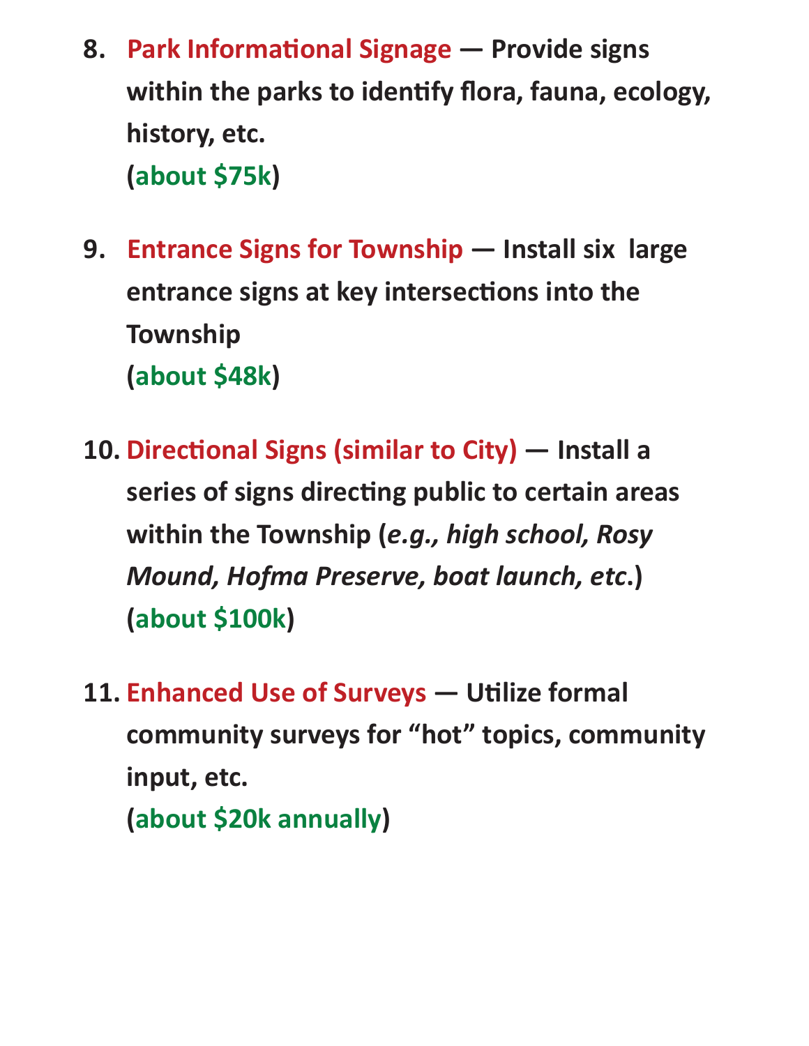8. **Park Informational Signage — Provide signs within the parks to identify flora, fauna, ecology, history, etc.**
   **(about $75k)**

9. **Entrance Signs for Township — Install six large entrance signs at key intersections into the Township**
   **(about $48k)**

10. **Directional Signs (similar to City) — Install a series of signs directing public to certain areas within the Township (*e.g., high school, Rosy Mound, Hofma Preserve, boat launch, etc*.)**
    **(about $100k)**

11. **Enhanced Use of Surveys — Utilize formal community surveys for "hot" topics, community input, etc.**
    **(about $20k annually)**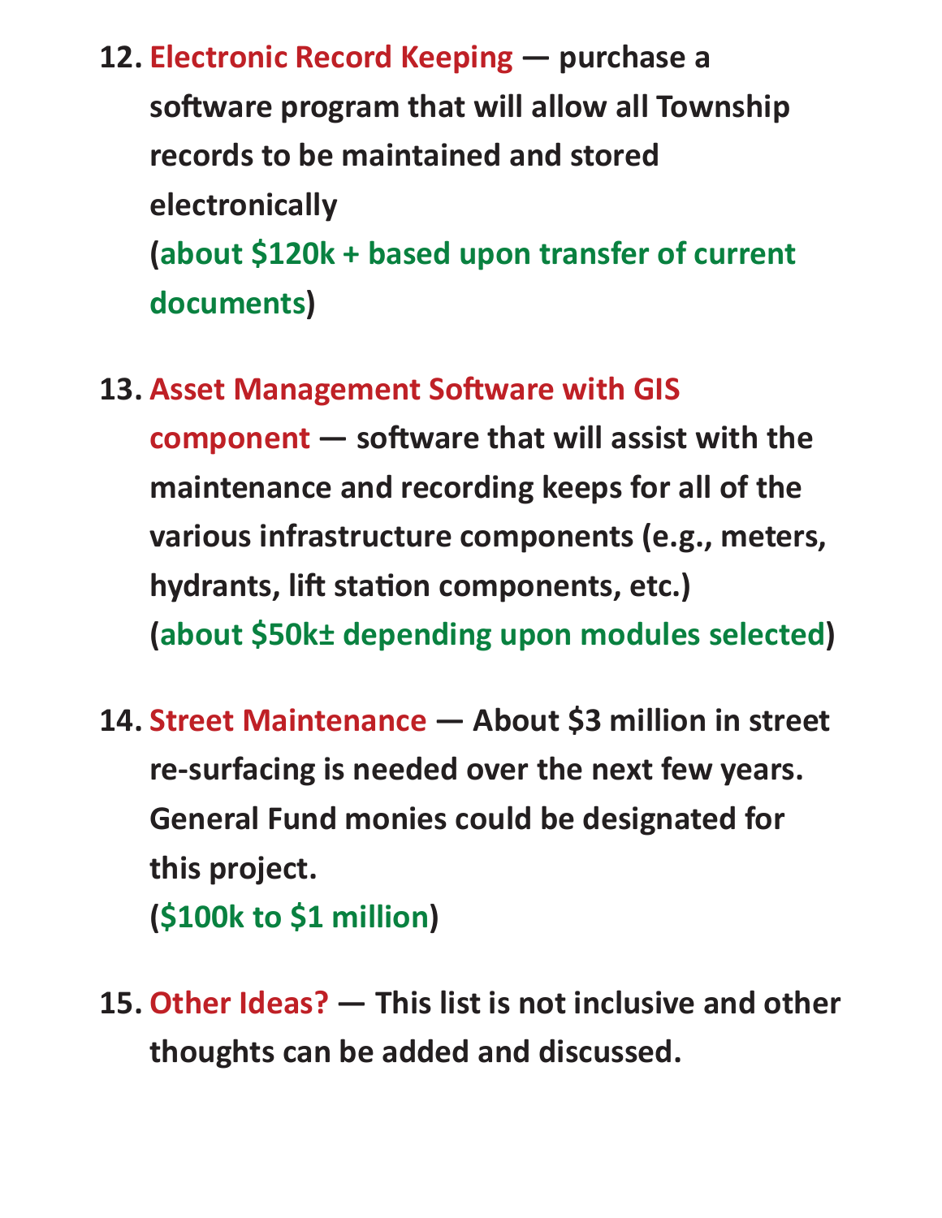12. **Electronic Record Keeping — purchase a software program that will allow all Township records to be maintained and stored electronically (about $120k + based upon transfer of current documents)**

13. **Asset Management Software with GIS component — software that will assist with the maintenance and recording keeps for all of the various infrastructure components (e.g., meters, hydrants, lift station components, etc.) (about $50k± depending upon modules selected)**

14. **Street Maintenance — About $3 million in street re-surfacing is needed over the next few years. General Fund monies could be designated for this project. ($100k to $1 million)**

15. **Other Ideas? — This list is not inclusive and other thoughts can be added and discussed.**